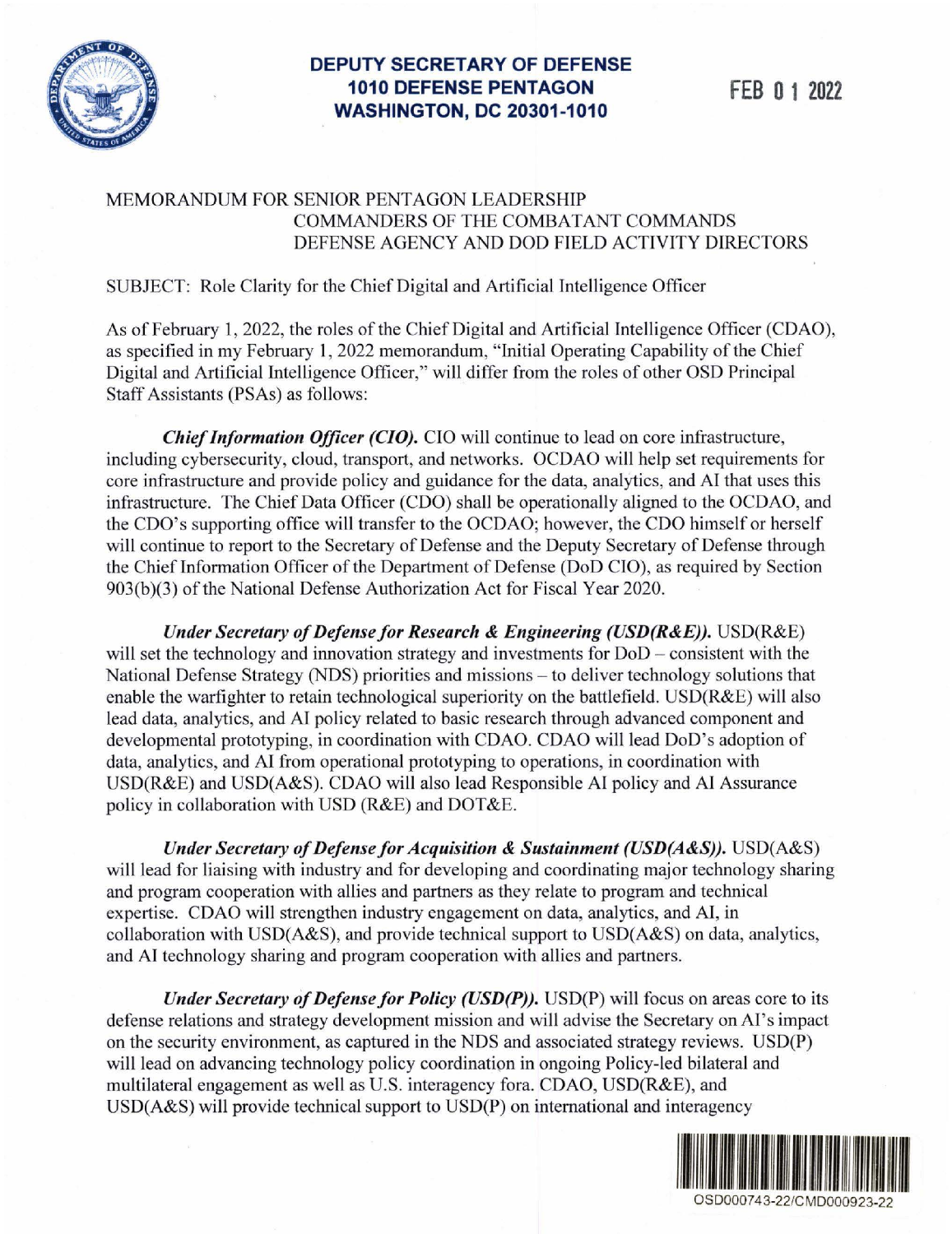**DEPUTY SECRETARY OF DEFENSE**
**1010 DEFENSE PENTAGON**
**WASHINGTON, DC 20301-1010**

FEB 0 1 2022

MEMORANDUM FOR SENIOR PENTAGON LEADERSHIP
COMMANDERS OF THE COMBATANT COMMANDS
DEFENSE AGENCY AND DOD FIELD ACTIVITY DIRECTORS

SUBJECT: Role Clarity for the Chief Digital and Artificial Intelligence Officer

As of February 1, 2022, the roles of the Chief Digital and Artificial Intelligence Officer (CDAO), as specified in my February 1, 2022 memorandum, "Initial Operating Capability of the Chief Digital and Artificial Intelligence Officer," will differ from the roles of other OSD Principal Staff Assistants (PSAs) as follows:

***Chief Information Officer (CIO).*** CIO will continue to lead on core infrastructure, including cybersecurity, cloud, transport, and networks. OCDAO will help set requirements for core infrastructure and provide policy and guidance for the data, analytics, and AI that uses this infrastructure. The Chief Data Officer (CDO) shall be operationally aligned to the OCDAO, and the CDO's supporting office will transfer to the OCDAO; however, the CDO himself or herself will continue to report to the Secretary of Defense and the Deputy Secretary of Defense through the Chief Information Officer of the Department of Defense (DoD CIO), as required by Section 903(b)(3) of the National Defense Authorization Act for Fiscal Year 2020.

***Under Secretary of Defense for Research & Engineering (USD(R&E)).*** USD(R&E) will set the technology and innovation strategy and investments for DoD – consistent with the National Defense Strategy (NDS) priorities and missions – to deliver technology solutions that enable the warfighter to retain technological superiority on the battlefield. USD(R&E) will also lead data, analytics, and AI policy related to basic research through advanced component and developmental prototyping, in coordination with CDAO. CDAO will lead DoD's adoption of data, analytics, and AI from operational prototyping to operations, in coordination with USD(R&E) and USD(A&S). CDAO will also lead Responsible AI policy and AI Assurance policy in collaboration with USD (R&E) and DOT&E.

***Under Secretary of Defense for Acquisition & Sustainment (USD(A&S)).*** USD(A&S) will lead for liaising with industry and for developing and coordinating major technology sharing and program cooperation with allies and partners as they relate to program and technical expertise. CDAO will strengthen industry engagement on data, analytics, and AI, in collaboration with USD(A&S), and provide technical support to USD(A&S) on data, analytics, and AI technology sharing and program cooperation with allies and partners.

***Under Secretary of Defense for Policy (USD(P)).*** USD(P) will focus on areas core to its defense relations and strategy development mission and will advise the Secretary on AI's impact on the security environment, as captured in the NDS and associated strategy reviews. USD(P) will lead on advancing technology policy coordination in ongoing Policy-led bilateral and multilateral engagement as well as U.S. interagency fora. CDAO, USD(R&E), and USD(A&S) will provide technical support to USD(P) on international and interagency

OSD000743-22/CMD000923-22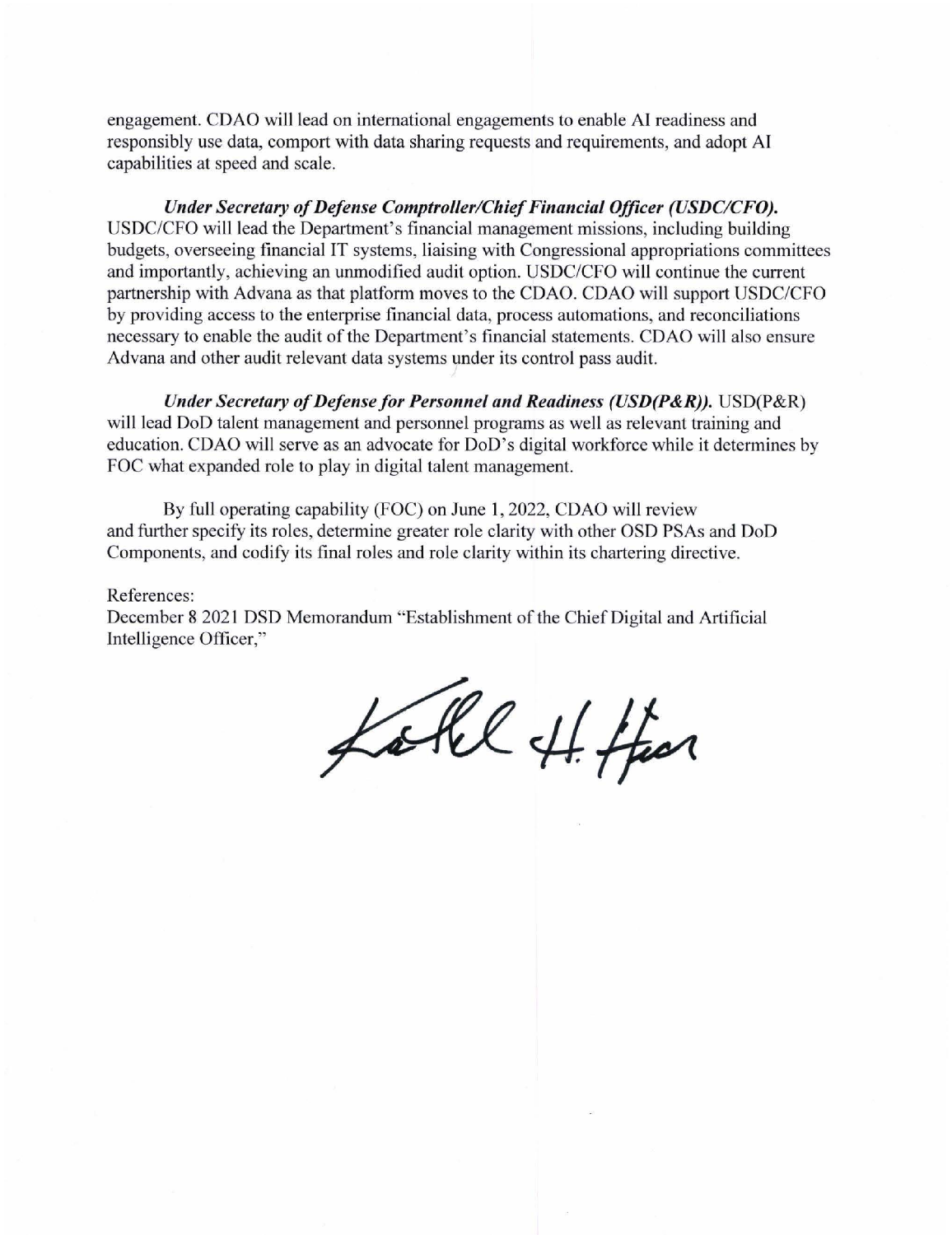engagement. CDAO will lead on international engagements to enable AI readiness and responsibly use data, comport with data sharing requests and requirements, and adopt AI capabilities at speed and scale.

***Under Secretary of Defense Comptroller/Chief Financial Officer (USDC/CFO).*** USDC/CFO will lead the Department's financial management missions, including building budgets, overseeing financial IT systems, liaising with Congressional appropriations committees and importantly, achieving an unmodified audit option. USDC/CFO will continue the current partnership with Advana as that platform moves to the CDAO. CDAO will support USDC/CFO by providing access to the enterprise financial data, process automations, and reconciliations necessary to enable the audit of the Department's financial statements. CDAO will also ensure Advana and other audit relevant data systems under its control pass audit.

***Under Secretary of Defense for Personnel and Readiness (USD(P&R)).*** USD(P&R) will lead DoD talent management and personnel programs as well as relevant training and education. CDAO will serve as an advocate for DoD's digital workforce while it determines by FOC what expanded role to play in digital talent management.

By full operating capability (FOC) on June 1, 2022, CDAO will review and further specify its roles, determine greater role clarity with other OSD PSAs and DoD Components, and codify its final roles and role clarity within its chartering directive.

References:
December 8 2021 DSD Memorandum "Establishment of the Chief Digital and Artificial Intelligence Officer,"